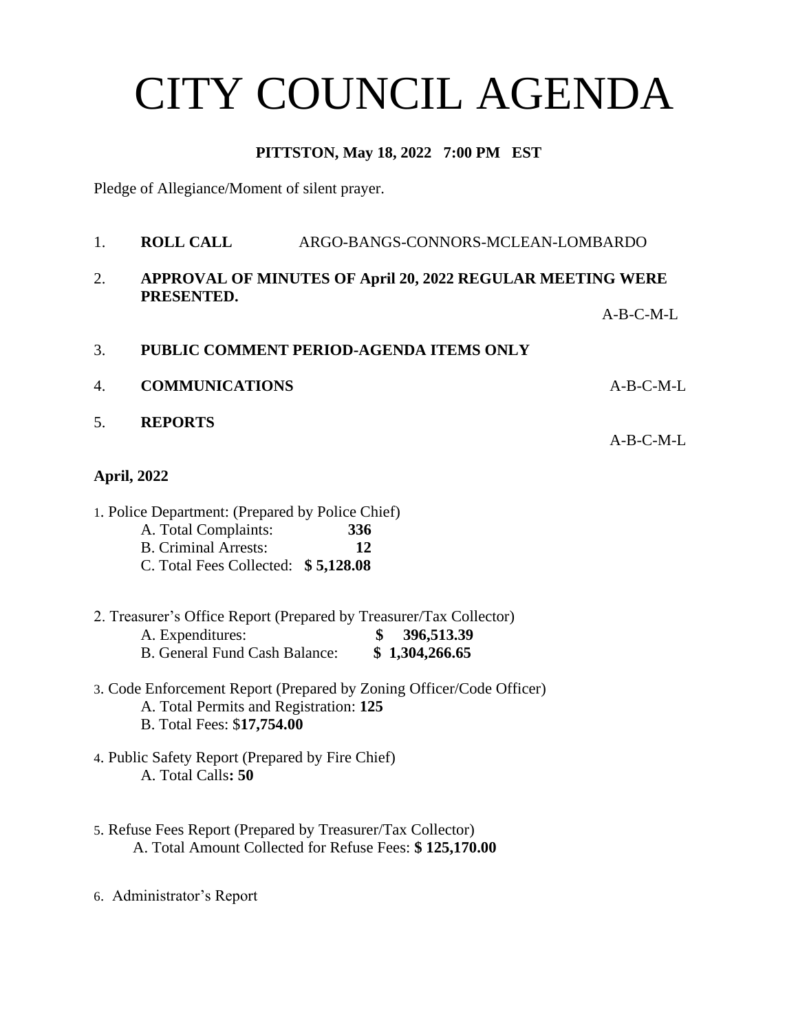# CITY COUNCIL AGENDA

**PITTSTON, May 18, 2022 7:00 PM EST**

Pledge of Allegiance/Moment of silent prayer.

1. **ROLL CALL** ARGO-BANGS-CONNORS-MCLEAN-LOMBARDO

2. **APPROVAL OF MINUTES OF April 20, 2022 REGULAR MEETING WERE PRESENTED.**

   A-B-C-M-L

3. **PUBLIC COMMENT PERIOD-AGENDA ITEMS ONLY**

4. **COMMUNICATIONS** A-B-C-M-L

5. **REPORTS**

   A-B-C-M-L

**April, 2022**

1. Police Department: (Prepared by Police Chief)
   - A. Total Complaints: **336**
   - B. Criminal Arrests: **12**
   - C. Total Fees Collected: **$ 5,128.08**

2. Treasurer's Office Report (Prepared by Treasurer/Tax Collector)
   - A. Expenditures: **$ 396,513.39**
   - B. General Fund Cash Balance: **$ 1,304,266.65**

3. Code Enforcement Report (Prepared by Zoning Officer/Code Officer)
   - A. Total Permits and Registration: **125**
   - B. Total Fees: $**17,754.00**

4. Public Safety Report (Prepared by Fire Chief)
   - A. Total Calls**: 50**

5. Refuse Fees Report (Prepared by Treasurer/Tax Collector)
   - A. Total Amount Collected for Refuse Fees: **$ 125,170.00**

6. Administrator's Report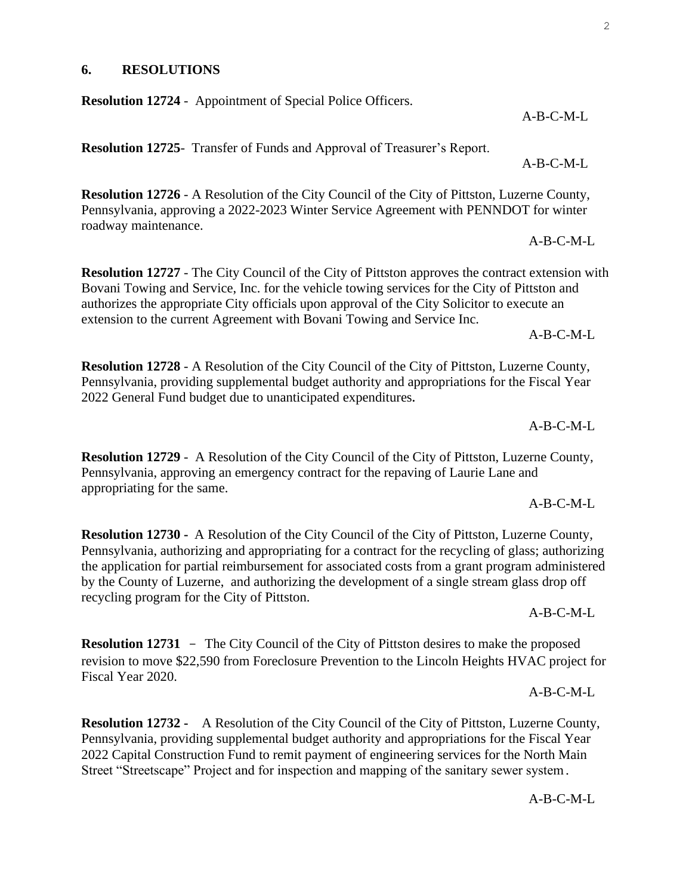## 6. RESOLUTIONS

**Resolution 12724** - Appointment of Special Police Officers.

A-B-C-M-L

**Resolution 12725**- Transfer of Funds and Approval of Treasurer's Report.

A-B-C-M-L

**Resolution 12726** - A Resolution of the City Council of the City of Pittston, Luzerne County, Pennsylvania, approving a 2022-2023 Winter Service Agreement with PENNDOT for winter roadway maintenance.

A-B-C-M-L

**Resolution 12727** - The City Council of the City of Pittston approves the contract extension with Bovani Towing and Service, Inc. for the vehicle towing services for the City of Pittston and authorizes the appropriate City officials upon approval of the City Solicitor to execute an extension to the current Agreement with Bovani Towing and Service Inc.

A-B-C-M-L

**Resolution 12728** - A Resolution of the City Council of the City of Pittston, Luzerne County, Pennsylvania, providing supplemental budget authority and appropriations for the Fiscal Year 2022 General Fund budget due to unanticipated expenditures.

A-B-C-M-L

**Resolution 12729** - A Resolution of the City Council of the City of Pittston, Luzerne County, Pennsylvania, approving an emergency contract for the repaving of Laurie Lane and appropriating for the same.

A-B-C-M-L

**Resolution 12730 -** A Resolution of the City Council of the City of Pittston, Luzerne County, Pennsylvania, authorizing and appropriating for a contract for the recycling of glass; authorizing the application for partial reimbursement for associated costs from a grant program administered by the County of Luzerne, and authorizing the development of a single stream glass drop off recycling program for the City of Pittston.

A-B-C-M-L

**Resolution 12731** – The City Council of the City of Pittston desires to make the proposed revision to move $22,590 from Foreclosure Prevention to the Lincoln Heights HVAC project for Fiscal Year 2020.

A-B-C-M-L

**Resolution 12732 -** A Resolution of the City Council of the City of Pittston, Luzerne County, Pennsylvania, providing supplemental budget authority and appropriations for the Fiscal Year 2022 Capital Construction Fund to remit payment of engineering services for the North Main Street "Streetscape" Project and for inspection and mapping of the sanitary sewer system.

A-B-C-M-L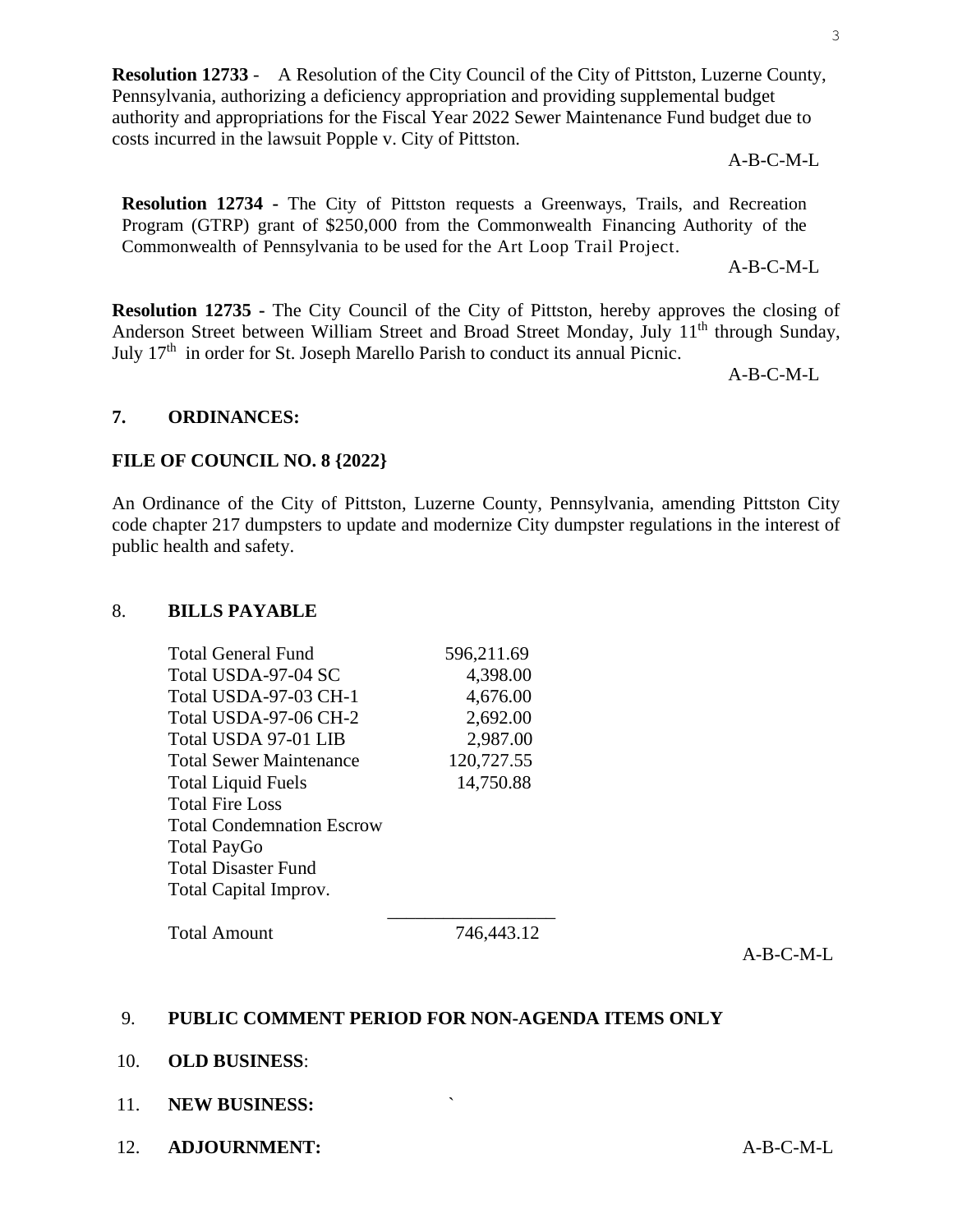**Resolution 12733** - A Resolution of the City Council of the City of Pittston, Luzerne County, Pennsylvania, authorizing a deficiency appropriation and providing supplemental budget authority and appropriations for the Fiscal Year 2022 Sewer Maintenance Fund budget due to costs incurred in the lawsuit Popple v. City of Pittston.

A-B-C-M-L

**Resolution 12734 -** The City of Pittston requests a Greenways, Trails, and Recreation Program (GTRP) grant of $250,000 from the Commonwealth Financing Authority of the Commonwealth of Pennsylvania to be used for the Art Loop Trail Project.

A-B-C-M-L

**Resolution 12735 -** The City Council of the City of Pittston, hereby approves the closing of Anderson Street between William Street and Broad Street Monday, July 11th through Sunday, July 17th in order for St. Joseph Marello Parish to conduct its annual Picnic.

A-B-C-M-L

**7. ORDINANCES:**

**FILE OF COUNCIL NO. 8 {2022}**

An Ordinance of the City of Pittston, Luzerne County, Pennsylvania, amending Pittston City code chapter 217 dumpsters to update and modernize City dumpster regulations in the interest of public health and safety.

8. **BILLS PAYABLE**

| | |
|---|---|
| Total General Fund | 596,211.69 |
| Total USDA-97-04 SC | 4,398.00 |
| Total USDA-97-03 CH-1 | 4,676.00 |
| Total USDA-97-06 CH-2 | 2,692.00 |
| Total USDA 97-01 LIB | 2,987.00 |
| Total Sewer Maintenance | 120,727.55 |
| Total Liquid Fuels | 14,750.88 |
| Total Fire Loss | |
| Total Condemnation Escrow | |
| Total PayGo | |
| Total Disaster Fund | |
| Total Capital Improv. | |
| Total Amount | 746,443.12 |

A-B-C-M-L

9. **PUBLIC COMMENT PERIOD FOR NON-AGENDA ITEMS ONLY**

10. **OLD BUSINESS**:

11. **NEW BUSINESS:**

12. **ADJOURNMENT:** A-B-C-M-L